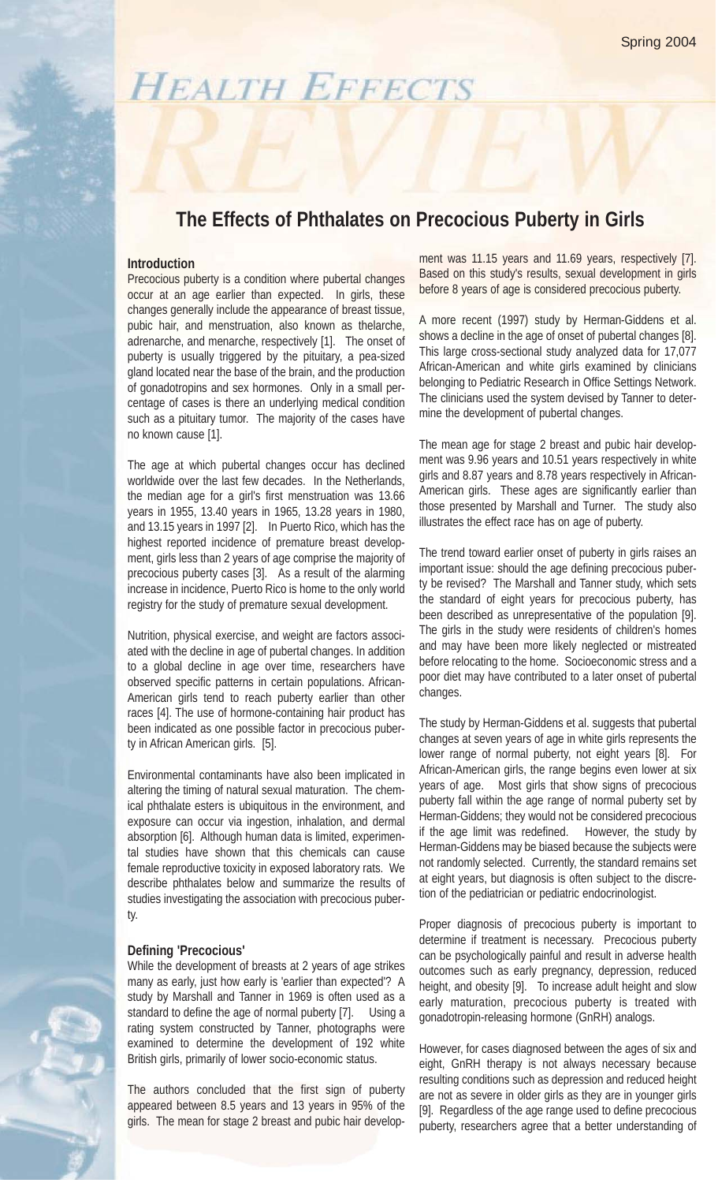# Health Effects Review

Spring 2004

## The Effects of Phthalates on Precocious Puberty in Girls

### Introduction

Precocious puberty is a condition where pubertal changes occur at an age earlier than expected. In girls, these changes generally include the appearance of breast tissue, pubic hair, and menstruation, also known as thelarche, adrenarche, and menarche, respectively [1]. The onset of puberty is usually triggered by the pituitary, a pea-sized gland located near the base of the brain, and the production of gonadotropins and sex hormones. Only in a small percentage of cases is there an underlying medical condition such as a pituitary tumor. The majority of the cases have no known cause [1].

The age at which pubertal changes occur has declined worldwide over the last few decades. In the Netherlands, the median age for a girl's first menstruation was 13.66 years in 1955, 13.40 years in 1965, 13.28 years in 1980, and 13.15 years in 1997 [2]. In Puerto Rico, which has the highest reported incidence of premature breast development, girls less than 2 years of age comprise the majority of precocious puberty cases [3]. As a result of the alarming increase in incidence, Puerto Rico is home to the only world registry for the study of premature sexual development.

Nutrition, physical exercise, and weight are factors associated with the decline in age of pubertal changes. In addition to a global decline in age over time, researchers have observed specific patterns in certain populations. African-American girls tend to reach puberty earlier than other races [4]. The use of hormone-containing hair product has been indicated as one possible factor in precocious puberty in African American girls. [5].

Environmental contaminants have also been implicated in altering the timing of natural sexual maturation. The chemical phthalate esters is ubiquitous in the environment, and exposure can occur via ingestion, inhalation, and dermal absorption [6]. Although human data is limited, experimental studies have shown that this chemicals can cause female reproductive toxicity in exposed laboratory rats. We describe phthalates below and summarize the results of studies investigating the association with precocious puberty.

### Defining 'Precocious'

While the development of breasts at 2 years of age strikes many as early, just how early is 'earlier than expected'? A study by Marshall and Tanner in 1969 is often used as a standard to define the age of normal puberty [7]. Using a rating system constructed by Tanner, photographs were examined to determine the development of 192 white British girls, primarily of lower socio-economic status.

The authors concluded that the first sign of puberty appeared between 8.5 years and 13 years in 95% of the girls. The mean for stage 2 breast and pubic hair development was 11.15 years and 11.69 years, respectively [7]. Based on this study's results, sexual development in girls before 8 years of age is considered precocious puberty.

A more recent (1997) study by Herman-Giddens et al. shows a decline in the age of onset of pubertal changes [8]. This large cross-sectional study analyzed data for 17,077 African-American and white girls examined by clinicians belonging to Pediatric Research in Office Settings Network. The clinicians used the system devised by Tanner to determine the development of pubertal changes.

The mean age for stage 2 breast and pubic hair development was 9.96 years and 10.51 years respectively in white girls and 8.87 years and 8.78 years respectively in African-American girls. These ages are significantly earlier than those presented by Marshall and Turner. The study also illustrates the effect race has on age of puberty.

The trend toward earlier onset of puberty in girls raises an important issue: should the age defining precocious puberty be revised? The Marshall and Tanner study, which sets the standard of eight years for precocious puberty, has been described as unrepresentative of the population [9]. The girls in the study were residents of children's homes and may have been more likely neglected or mistreated before relocating to the home. Socioeconomic stress and a poor diet may have contributed to a later onset of pubertal changes.

The study by Herman-Giddens et al. suggests that pubertal changes at seven years of age in white girls represents the lower range of normal puberty, not eight years [8]. For African-American girls, the range begins even lower at six years of age. Most girls that show signs of precocious puberty fall within the age range of normal puberty set by Herman-Giddens; they would not be considered precocious if the age limit was redefined. However, the study by Herman-Giddens may be biased because the subjects were not randomly selected. Currently, the standard remains set at eight years, but diagnosis is often subject to the discretion of the pediatrician or pediatric endocrinologist.

Proper diagnosis of precocious puberty is important to determine if treatment is necessary. Precocious puberty can be psychologically painful and result in adverse health outcomes such as early pregnancy, depression, reduced height, and obesity [9]. To increase adult height and slow early maturation, precocious puberty is treated with gonadotropin-releasing hormone (GnRH) analogs.

However, for cases diagnosed between the ages of six and eight, GnRH therapy is not always necessary because resulting conditions such as depression and reduced height are not as severe in older girls as they are in younger girls [9]. Regardless of the age range used to define precocious puberty, researchers agree that a better understanding of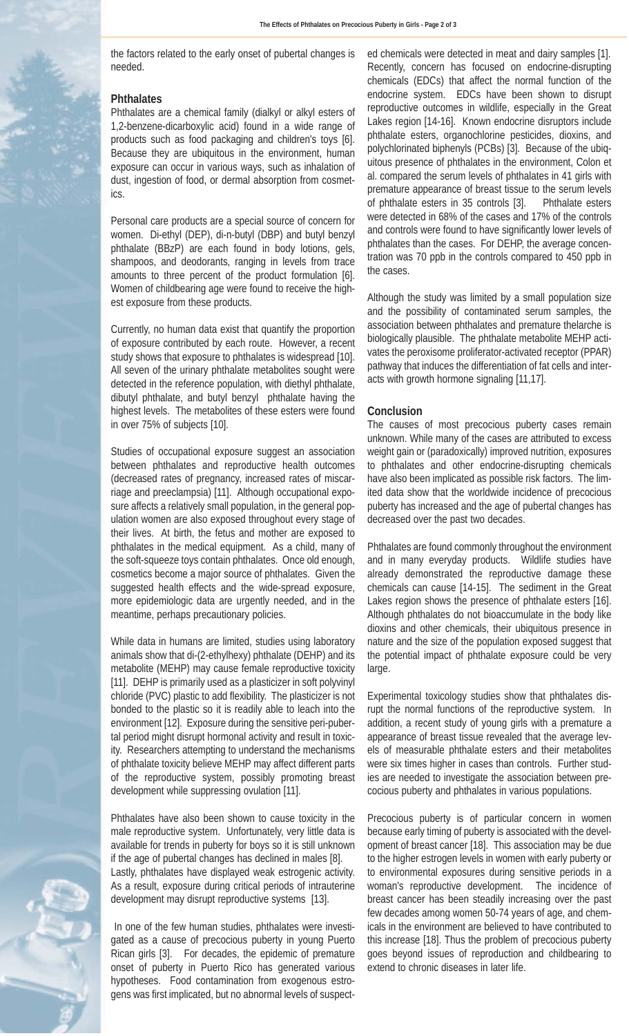the factors related to the early onset of pubertal changes is needed.

### Phthalates

Phthalates are a chemical family (dialkyl or alkyl esters of 1,2-benzene-dicarboxylic acid) found in a wide range of products such as food packaging and children's toys [6]. Because they are ubiquitous in the environment, human exposure can occur in various ways, such as inhalation of dust, ingestion of food, or dermal absorption from cosmetics.

Personal care products are a special source of concern for women. Di-ethyl (DEP), di-n-butyl (DBP) and butyl benzyl phthalate (BBzP) are each found in body lotions, gels, shampoos, and deodorants, ranging in levels from trace amounts to three percent of the product formulation [6]. Women of childbearing age were found to receive the highest exposure from these products.

Currently, no human data exist that quantify the proportion of exposure contributed by each route. However, a recent study shows that exposure to phthalates is widespread [10]. All seven of the urinary phthalate metabolites sought were detected in the reference population, with diethyl phthalate, dibutyl phthalate, and butyl benzyl phthalate having the highest levels. The metabolites of these esters were found in over 75% of subjects [10].

Studies of occupational exposure suggest an association between phthalates and reproductive health outcomes (decreased rates of pregnancy, increased rates of miscarriage and preeclampsia) [11]. Although occupational exposure affects a relatively small population, in the general population women are also exposed throughout every stage of their lives. At birth, the fetus and mother are exposed to phthalates in the medical equipment. As a child, many of the soft-squeeze toys contain phthalates. Once old enough, cosmetics become a major source of phthalates. Given the suggested health effects and the wide-spread exposure, more epidemiologic data are urgently needed, and in the meantime, perhaps precautionary policies.

While data in humans are limited, studies using laboratory animals show that di-(2-ethylhexy) phthalate (DEHP) and its metabolite (MEHP) may cause female reproductive toxicity [11]. DEHP is primarily used as a plasticizer in soft polyvinyl chloride (PVC) plastic to add flexibility. The plasticizer is not bonded to the plastic so it is readily able to leach into the environment [12]. Exposure during the sensitive peri-pubertal period might disrupt hormonal activity and result in toxicity. Researchers attempting to understand the mechanisms of phthalate toxicity believe MEHP may affect different parts of the reproductive system, possibly promoting breast development while suppressing ovulation [11].

Phthalates have also been shown to cause toxicity in the male reproductive system. Unfortunately, very little data is available for trends in puberty for boys so it is still unknown if the age of pubertal changes has declined in males [8]. Lastly, phthalates have displayed weak estrogenic activity. As a result, exposure during critical periods of intrauterine development may disrupt reproductive systems [13].

In one of the few human studies, phthalates were investigated as a cause of precocious puberty in young Puerto Rican girls [3]. For decades, the epidemic of premature onset of puberty in Puerto Rico has generated various hypotheses. Food contamination from exogenous estrogens was first implicated, but no abnormal levels of suspected chemicals were detected in meat and dairy samples [1]. Recently, concern has focused on endocrine-disrupting chemicals (EDCs) that affect the normal function of the endocrine system. EDCs have been shown to disrupt reproductive outcomes in wildlife, especially in the Great Lakes region [14-16]. Known endocrine disruptors include phthalate esters, organochlorine pesticides, dioxins, and polychlorinated biphenyls (PCBs) [3]. Because of the ubiquitous presence of phthalates in the environment, Colon et al. compared the serum levels of phthalates in 41 girls with premature appearance of breast tissue to the serum levels of phthalate esters in 35 controls [3]. Phthalate esters were detected in 68% of the cases and 17% of the controls and controls were found to have significantly lower levels of phthalates than the cases. For DEHP, the average concentration was 70 ppb in the controls compared to 450 ppb in the cases.

Although the study was limited by a small population size and the possibility of contaminated serum samples, the association between phthalates and premature thelarche is biologically plausible. The phthalate metabolite MEHP activates the peroxisome proliferator-activated receptor (PPAR) pathway that induces the differentiation of fat cells and interacts with growth hormone signaling [11,17].

### Conclusion

The causes of most precocious puberty cases remain unknown. While many of the cases are attributed to excess weight gain or (paradoxically) improved nutrition, exposures to phthalates and other endocrine-disrupting chemicals have also been implicated as possible risk factors. The limited data show that the worldwide incidence of precocious puberty has increased and the age of pubertal changes has decreased over the past two decades.

Phthalates are found commonly throughout the environment and in many everyday products. Wildlife studies have already demonstrated the reproductive damage these chemicals can cause [14-15]. The sediment in the Great Lakes region shows the presence of phthalate esters [16]. Although phthalates do not bioaccumulate in the body like dioxins and other chemicals, their ubiquitous presence in nature and the size of the population exposed suggest that the potential impact of phthalate exposure could be very large.

Experimental toxicology studies show that phthalates disrupt the normal functions of the reproductive system. In addition, a recent study of young girls with a premature a appearance of breast tissue revealed that the average levels of measurable phthalate esters and their metabolites were six times higher in cases than controls. Further studies are needed to investigate the association between precocious puberty and phthalates in various populations.

Precocious puberty is of particular concern in women because early timing of puberty is associated with the development of breast cancer [18]. This association may be due to the higher estrogen levels in women with early puberty or to environmental exposures during sensitive periods in a woman's reproductive development. The incidence of breast cancer has been steadily increasing over the past few decades among women 50-74 years of age, and chemicals in the environment are believed to have contributed to this increase [18]. Thus the problem of precocious puberty goes beyond issues of reproduction and childbearing to extend to chronic diseases in later life.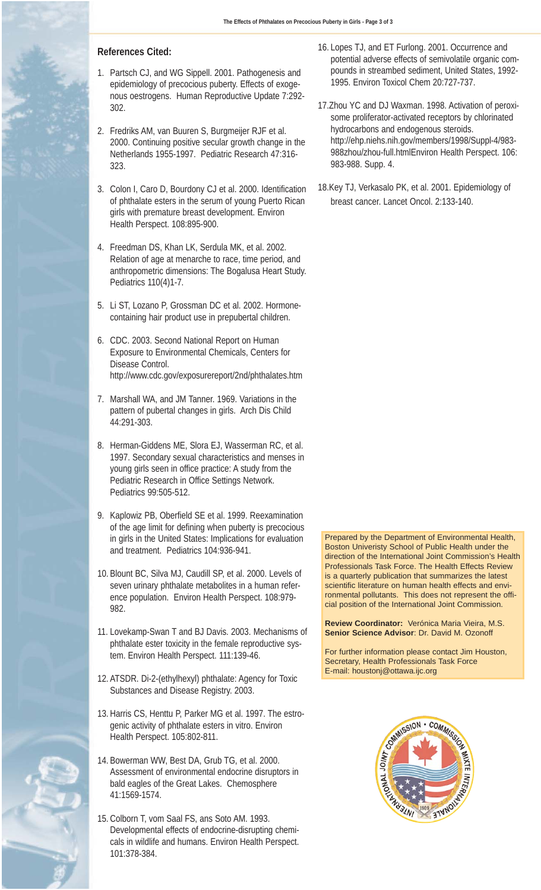## References Cited:

1. Partsch CJ, and WG Sippell. 2001. Pathogenesis and epidemiology of precocious puberty. Effects of exogenous oestrogens. Human Reproductive Update 7:292-302.

2. Fredriks AM, van Buuren S, Burgmeijer RJF et al. 2000. Continuing positive secular growth change in the Netherlands 1955-1997. Pediatric Research 47:316-323.

3. Colon I, Caro D, Bourdony CJ et al. 2000. Identification of phthalate esters in the serum of young Puerto Rican girls with premature breast development. Environ Health Perspect. 108:895-900.

4. Freedman DS, Khan LK, Serdula MK, et al. 2002. Relation of age at menarche to race, time period, and anthropometric dimensions: The Bogalusa Heart Study. Pediatrics 110(4)1-7.

5. Li ST, Lozano P, Grossman DC et al. 2002. Hormone-containing hair product use in prepubertal children.

6. CDC. 2003. Second National Report on Human Exposure to Environmental Chemicals, Centers for Disease Control. http://www.cdc.gov/exposurereport/2nd/phthalates.htm

7. Marshall WA, and JM Tanner. 1969. Variations in the pattern of pubertal changes in girls. Arch Dis Child 44:291-303.

8. Herman-Giddens ME, Slora EJ, Wasserman RC, et al. 1997. Secondary sexual characteristics and menses in young girls seen in office practice: A study from the Pediatric Research in Office Settings Network. Pediatrics 99:505-512.

9. Kaplowiz PB, Oberfield SE et al. 1999. Reexamination of the age limit for defining when puberty is precocious in girls in the United States: Implications for evaluation and treatment. Pediatrics 104:936-941.

10. Blount BC, Silva MJ, Caudill SP, et al. 2000. Levels of seven urinary phthalate metabolites in a human reference population. Environ Health Perspect. 108:979-982.

11. Lovekamp-Swan T and BJ Davis. 2003. Mechanisms of phthalate ester toxicity in the female reproductive system. Environ Health Perspect. 111:139-46.

12. ATSDR. Di-2-(ethylhexyl) phthalate: Agency for Toxic Substances and Disease Registry. 2003.

13. Harris CS, Henttu P, Parker MG et al. 1997. The estrogenic activity of phthalate esters in vitro. Environ Health Perspect. 105:802-811.

14. Bowerman WW, Best DA, Grub TG, et al. 2000. Assessment of environmental endocrine disruptors in bald eagles of the Great Lakes. Chemosphere 41:1569-1574.

15. Colborn T, vom Saal FS, ans Soto AM. 1993. Developmental effects of endocrine-disrupting chemicals in wildlife and humans. Environ Health Perspect. 101:378-384.

16. Lopes TJ, and ET Furlong. 2001. Occurrence and potential adverse effects of semivolatile organic compounds in streambed sediment, United States, 1992-1995. Environ Toxicol Chem 20:727-737.

17. Zhou YC and DJ Waxman. 1998. Activation of peroxisome proliferator-activated receptors by chlorinated hydrocarbons and endogenous steroids. http://ehp.niehs.nih.gov/members/1998/Suppl-4/983-988zhou/zhou-full.htmlEnviron Health Perspect. 106: 983-988. Supp. 4.

18. Key TJ, Verkasalo PK, et al. 2001. Epidemiology of breast cancer. Lancet Oncol. 2:133-140.

Prepared by the Department of Environmental Health, Boston Univeristy School of Public Health under the direction of the International Joint Commission's Health Professionals Task Force. The Health Effects Review is a quarterly publication that summarizes the latest scientific literature on human health effects and environmental pollutants. This does not represent the official position of the International Joint Commission.

**Review Coordinator:** Verónica Maria Vieira, M.S.
**Senior Science Advisor**: Dr. David M. Ozonoff

For further information please contact Jim Houston, Secretary, Health Professionals Task Force
E-mail: houstonj@ottawa.ijc.org